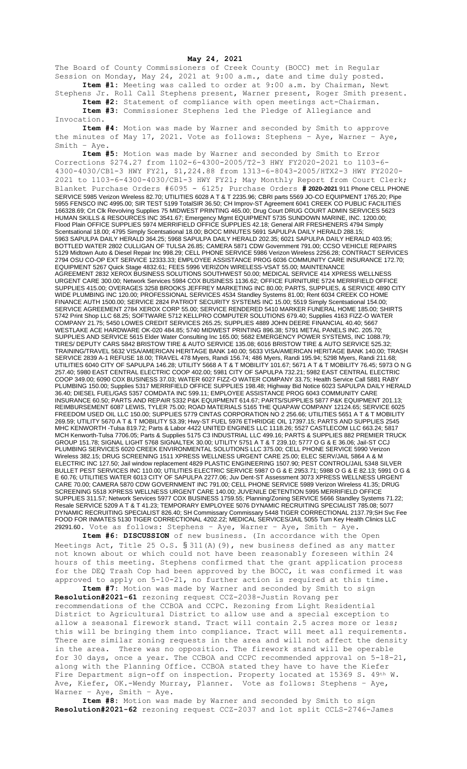**May 24, 2021**

The Board of County Commissioners of Creek County (BOCC) met in Regular Session on Monday, May 24, 2021 at 9:00 a.m., date and time duly posted.

**Item #1:** Meeting was called to order at 9:00 a.m. by Chairman, Newt Stephens Jr. Roll Call Stephens present, Warner present, Roger Smith present.

**Item #2:** Statement of compliance with open meetings act-Chairman.

**Item #3:** Commissioner Stephens led the Pledge of Allegiance and Invocation.

**Item #4:** Motion was made by Warner and seconded by Smith to approve the minutes of May 17, 2021. Vote as follows: Stephens – Aye, Warner – Aye, Smith – Aye.

**Item #5:** Motion was made by Warner and seconded by Smith to Error Corrections $274.27 from 1102-6-4300-2005/T2-3 HWY FY2020-2021 to 1103-6-4300-4030/CB1-3 HWY FY21, $1,224.88 from 1313-6-8043-2005/HTX2-3 HWY FY2020-2021 to 1103-6-4300-4030/CB1-3 HWY FY21; May Monthly Report from Court Clerk; Blanket Purchase Orders #6095 - 6125; Purchase Orders **# 2020-2021** 911 Phone CELL PHONE SERVICE 5985 Verizon Wireless 82.70; UTILITIES 6028 A T & T 2235.96; CBRI parts 5569 JO-CO EQUIPMENT 1765.20; Pipe 5955 FENSCO INC 4995.00; SIR TEST 5199 TotalSIR 36.50; CH Improv-ST Agreement 6041 CREEK CO PUBLIC FACILITIES 166328.69; Crt Clk Revolving Supplies 75 MIDWEST PRINTING 465.00; Drug Court DRUG COURT ADMIN SERVICES 5623 HUMAN SKILLS & RESOURCES INC 3541.67; Emergency Mgmt EQUIPMENT 5735 SUNDOWN MARINE, INC. 1200.00; Flood Plain OFFICE SUPPLIES 5974 MERRIFIELD OFFICE SUPPLIES 42.18; General AIR FRESHENERS 4794 Simply Scentsational 18.00; 4795 Simply Scentsational 18.00; BOCC MINUTES 5691 SAPULPA DAILY HERALD 288.15; 5963 SAPULPA DAILY HERALD 364.25; 5968 SAPULPA DAILY HERALD 202.35; 6021 SAPULPA DAILY HERALD 403.95; BOTTLED WATER 2802 CULLIGAN OF TULSA 26.85; CAMERA 5871 CDW Government 791.00; CCSO VEHICLE REPAIRS 5129 Midtown Auto & Diesel Repair Inc 998.29; CELL PHONE SERVICE 5986 Verizon Wireless 2256.28; CONTRACT SERVICES 2794 OSU CO-OP EXT SERVICE 12333.33; EMPLOYEE ASSISTANCE PROG 6036 COMMUNITY CARE INSURANCE 172.70; EQUIPMENT 5267 Quick Stage 4832.61; FEES 5996 VERIZON WIRELESS-VSAT 55.00; MAINTENANCE AGREEMENT 2832 XEROX BUSINESS SOLUTIONS SOUTHWEST 50.00; MEDICAL SERVICE 414 XPRESS WELLNESS URGENT CARE 300.00; Network Services 5984 COX BUSINESS 1136.62; OFFICE FURNITURE 5724 MERRIFIELD OFFICE SUPPLIES 415.00; OVERAGES 3258 BROOKS JEFFREY MARKETING INC 80.00; PARTS, SUPPLIES, & SERVICE 4890 CITY WIDE PLUMBING INC 120.00; PROFESSIONAL SERVICES 4534 Standley Systems 81.00; Rent 6034 CREEK CO HOME FINANCE AUTH 1500.00; SERVICE 2824 PATRIOT SECURITY SYSTEMS INC 15.00; 5519 Simply Scentsational 154.00; SERVICE AGREEMENT 2784 XEROX CORP 55.00; SERVICE RENDERED 5410 MARKER FUNERAL HOME 185.00; SHIRTS 5742 Print Shop LLC 68.25; SOFTWARE 5712 KELLPRO COMPUTER SOLUTIONS 679.40; Supplies 4163 FIZZ-O WATER COMPANY 21.75; 5450 LOWES CREDIT SERVICES 265.25; SUPPLIES 4889 JOHN DEERE FINANCIAL 40.40; 5667 WESTLAKE ACE HARDWARE OK-020 484.85; 5740 MIDWEST PRINTING 896.38; 5791 METAL PANELS INC. 205.70; SUPPLIES AND SERVICE 5615 Elder Water Consulting Inc 165.00; 5682 EMERGENCY POWER SYSTEMS, INC 1088.79; TIRES/ DEPUTY CARS 5842 BRISTOW TIRE & AUTO SERVICE 135.08; 6016 BRISTOW TIRE & AUTO SERVICE 525.32; TRAINING/TRAVEL 5632 VISA/AMERICAN HERITAGE BANK 140.00; 5633 VISA/AMERICAN HERITAGE BANK 140.00; TRASH SERVICE 2839 A-1 REFUSE 18.00; TRAVEL 478 Myers, Randi 156.74; 486 Myers, Randi 195.94; 5298 Myers, Randi 211.68; UTILITIES 6040 CITY OF SAPULPA 146.28; UTILITY 5668 A T & T MOBILITY 101.67; 5671 A T & T MOBILITY 76.45; 5973 O N G 257.40; 5980 EAST CENTRAL ELECTRIC COOP 402.00; 5981 CITY OF SAPULPA 732.21; 5982 EAST CENTRAL ELECTRIC COOP 349.00; 6090 COX BUSINESS 37.03; WATER 6027 FIZZ-O WATER COMPANY 33.75; Health Service Call 5881 RABY PLUMBING 150.00; Supplies 5317 MERRIFIELD OFFICE SUPPLIES 198.48; Highway Bid Notice 6023 SAPULPA DAILY HERALD 36.40; DIESEL FUEL/GAS 5357 COMDATA INC 599.11; EMPLOYEE ASSISTANCE PROG 6043 COMMUNITY CARE INSURANCE 60.50; PARTS AND REPAIR 5332 P&K EQUIPMENT 614.67; PARTS/SUPPLIES 5877 P&K EQUIPMENT 201.13; REIMBURSEMENT 6087 LEWIS, TYLER 75.00; ROAD MATERIALS 5165 THE QUAPAW COMPANY 12124.65; SERVICE 6025 FREEDOM USED OIL LLC 150.00; SUPPLIES 5779 CINTAS CORPORATION NO 2 256.66; UTILITIES 5651 A T & T MOBILITY 269.59; UTILITY 5670 A T & T MOBILITY 53.39; Hwy-ST FUEL 5976 ETHRIDGE OIL 17397.15; PARTS AND SUPPLIES 2545 MHC KENWORTH -Tulsa 819.72; Parts & Labor 4422 UNITED ENGINES LLC 1118.26; 5527 CASTLECOM LLC 663.24; 5817 MCH Kenworth-Tulsa 7706.05; Parts & Supplies 5175 C3 INDUSTRIAL LLC 499.16; PARTS & SUPPLIES 882 PREMIER TRUCK GROUP 151.78; SIGNAL LIGHT 5768 SIGNALTEK 30.00; UTILITY 5751 A T & T 239.10; 5777 O G & E 36.06; Jail-ST CCJ PLUMBING SERVICES 6020 CREEK ENVIRONMENTAL SOLUTIONS LLC 375.00; CELL PHONE SERVICE 5990 Verizon Wireless 382.15; DRUG SCREENING 1511 XPRESS WELLNESS URGENT CARE 25.00; ELEC SERV/JAIL 5864 A & M ELECTRIC INC 127.50; Jail window replacement 4829 PLASTIC ENGINEERING 1507.90; PEST CONTROL/JAIL 5348 SILVER BULLET PEST SERVICES INC 110.00; UTILITIES ELECTRIC SERVICE 5987 O G & E 2953.71; 5988 O G & E 82.13; 5991 O G & E 60.76; UTILITIES WATER 6013 CITY OF SAPULPA 2277.06; Juv Dent-ST Assessment 3073 XPRESS WELLNESS URGENT CARE 70.00; CAMERA 5870 CDW GOVERNMENT INC 791.00; CELL PHONE SERVICE 5989 Verizon Wireless 41.35; DRUG SCREENING 5518 XPRESS WELLNESS URGENT CARE 140.00; JUVENILE DETENTION 5995 MERRIFIELD OFFICE SUPPLIES 311.57; Network Services 5977 COX BUSINESS 1759.55; Planning/Zoning SERVICE 5666 Standley Systems 71.22; Resale SERVICE 5209 A T & T 41.23; TEMPORARY EMPLOYEE 5076 DYNAMIC RECRUITING SPECIALIST 785.08; 5077 DYNAMIC RECRUITING SPECIALIST 826.40; SH Commissary Commissary 5448 TIGER CORRECTIONAL 2137.79;SH Svc Fee FOOD FOR INMATES 5130 TIGER CORRECTIONAL 4202.22; MEDICAL SERVICES/JAIL 5055 Turn Key Health Clinics LLC 29291.60. Vote as follows: Stephens – Aye, Warner – Aye, Smith – Aye.

**Item #6: DISCUSSION** of new business. (In accordance with the Open Meetings Act, Title 25 O.S. § 311(A)(9), new business defined as any matter not known about or which could not have been reasonably foreseen within 24 hours of this meeting. Stephens confirmed that the grant application process for the DEQ Trash Cop had been approved by the BOCC, it was confirmed it was approved to apply on 5-10-21, no further action is required at this time.

**Item #7:** Motion was made by Warner and seconded by Smith to sign **Resolution#2021-61** rezoning request CCZ-2038-Justin Rovang per recommendations of the CCBOA and CCPC. Rezoning from Light Residential District to Agricultural District to allow use and a special exception to allow a seasonal firework stand. Tract will contain 2.5 acres more or less; this will be bringing them into compliance. Tract will meet all requirements. There are similar zoning requests in the area and will not affect the density in the area. There was no opposition. The firework stand will be operable for 30 days, once a year. The CCBOA and CCPC recommended approval on 5-18-21, along with the Planning Office. CCBOA stated they have to have the Kiefer Fire Department sign-off on inspection. Property located at 15369 S. 49th W. Ave, Kiefer, OK.-Wendy Murray, Planner. Vote as follows: Stephens – Aye, Warner – Aye, Smith – Aye.

**Item #8:** Motion was made by Warner and seconded by Smith to sign **Resolution#2021-62** rezoning request CCZ-2037 and lot split CCLS-2746-James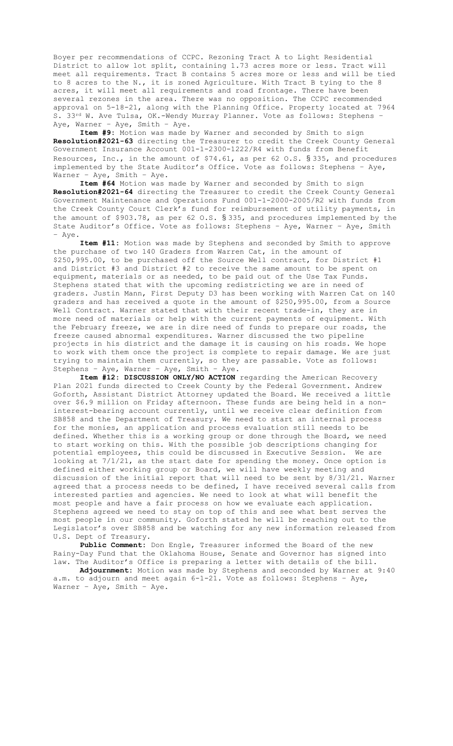Boyer per recommendations of CCPC. Rezoning Tract A to Light Residential District to allow lot split, containing 1.73 acres more or less. Tract will meet all requirements. Tract B contains 5 acres more or less and will be tied to 8 acres to the N., it is zoned Agriculture. With Tract B tying to the 8 acres, it will meet all requirements and road frontage. There have been several rezones in the area. There was no opposition. The CCPC recommended approval on 5-18-21, along with the Planning Office. Property located at 7964 S. 33rd W. Ave Tulsa, OK.-Wendy Murray Planner. Vote as follows: Stephens – Aye, Warner – Aye, Smith – Aye.

**Item #9:** Motion was made by Warner and seconded by Smith to sign **Resolution#2021-63** directing the Treasurer to credit the Creek County General Government Insurance Account 001-1-2300-1222/R4 with funds from Benefit Resources, Inc., in the amount of $74.61, as per 62 O.S. § 335, and procedures implemented by the State Auditor's Office. Vote as follows: Stephens – Aye, Warner – Aye, Smith – Aye.

**Item #64** Motion was made by Warner and seconded by Smith to sign **Resolution#2021-64** directing the Treasurer to credit the Creek County General Government Maintenance and Operations Fund 001-1-2000-2005/R2 with funds from the Creek County Court Clerk's fund for reimbursement of utility payments, in the amount of $903.78, as per 62 O.S. § 335, and procedures implemented by the State Auditor's Office. Vote as follows: Stephens – Aye, Warner – Aye, Smith – Aye.

**Item #11:** Motion was made by Stephens and seconded by Smith to approve the purchase of two 140 Graders from Warren Cat, in the amount of $250,995.00, to be purchased off the Source Well contract, for District #1 and District #3 and District #2 to receive the same amount to be spent on equipment, materials or as needed, to be paid out of the Use Tax Funds. Stephens stated that with the upcoming redistricting we are in need of graders. Justin Mann, First Deputy D3 has been working with Warren Cat on 140 graders and has received a quote in the amount of $250,995.00, from a Source Well Contract. Warner stated that with their recent trade-in, they are in more need of materials or help with the current payments of equipment. With the February freeze, we are in dire need of funds to prepare our roads, the freeze caused abnormal expenditures. Warner discussed the two pipeline projects in his district and the damage it is causing on his roads. We hope to work with them once the project is complete to repair damage. We are just trying to maintain them currently, so they are passable. Vote as follows: Stephens – Aye, Warner – Aye, Smith – Aye.

**Item #12: DISCUSSION ONLY/NO ACTION** regarding the American Recovery Plan 2021 funds directed to Creek County by the Federal Government. Andrew Goforth, Assistant District Attorney updated the Board. We received a little over $6.9 million on Friday afternoon. These funds are being held in a non-interest-bearing account currently, until we receive clear definition from SB858 and the Department of Treasury. We need to start an internal process for the monies, an application and process evaluation still needs to be defined. Whether this is a working group or done through the Board, we need to start working on this. With the possible job descriptions changing for potential employees, this could be discussed in Executive Session. We are looking at 7/1/21, as the start date for spending the money. Once option is defined either working group or Board, we will have weekly meeting and discussion of the initial report that will need to be sent by 8/31/21. Warner agreed that a process needs to be defined, I have received several calls from interested parties and agencies. We need to look at what will benefit the most people and have a fair process on how we evaluate each application. Stephens agreed we need to stay on top of this and see what best serves the most people in our community. Goforth stated he will be reaching out to the Legislator's over SB858 and be watching for any new information released from U.S. Dept of Treasury.

**Public Comment:** Don Engle, Treasurer informed the Board of the new Rainy-Day Fund that the Oklahoma House, Senate and Governor has signed into law. The Auditor's Office is preparing a letter with details of the bill.

**Adjournment:** Motion was made by Stephens and seconded by Warner at 9:40 a.m. to adjourn and meet again 6-1-21. Vote as follows: Stephens – Aye, Warner – Aye, Smith – Aye.